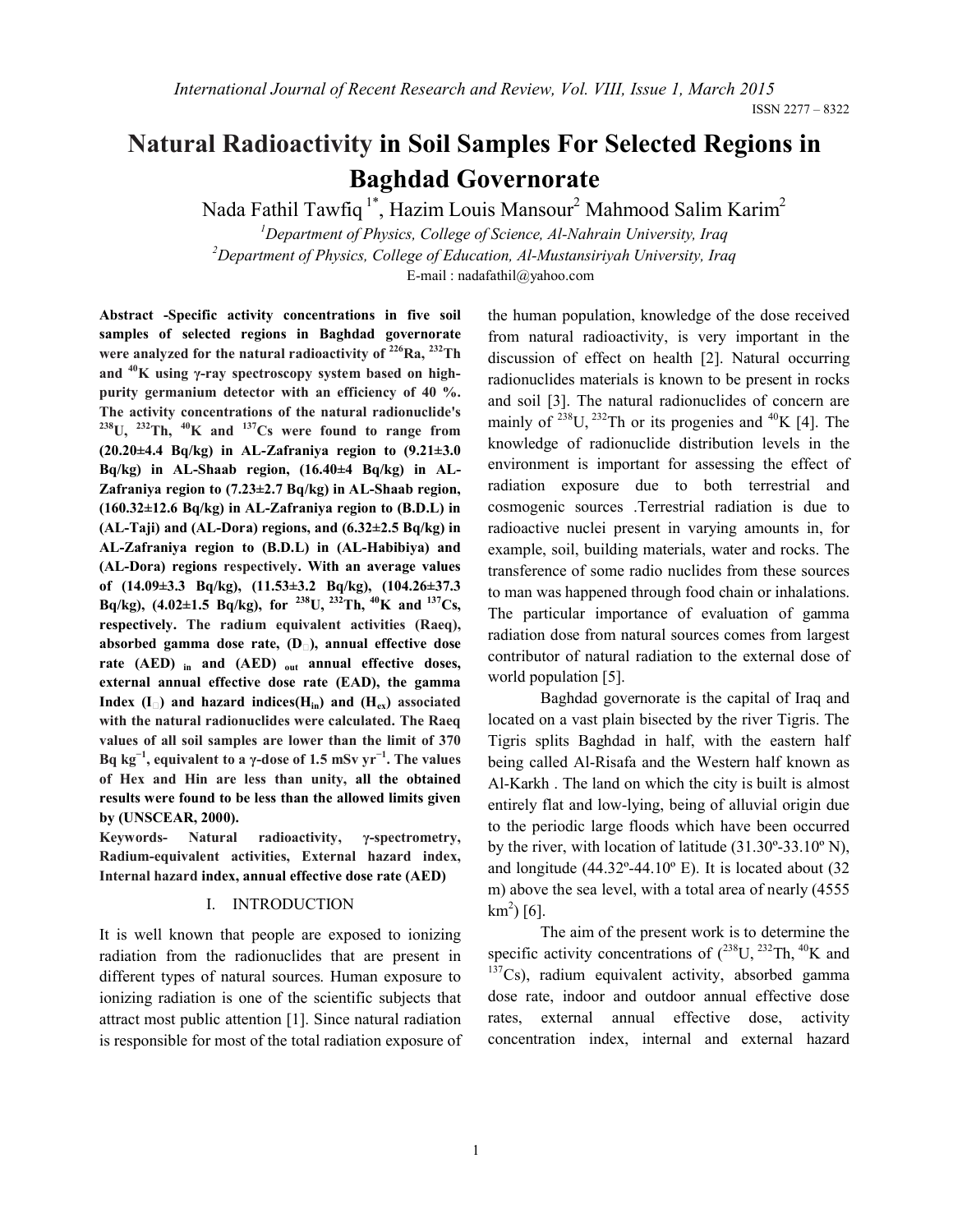# Natural Radioactivity in Soil Samples For Selected Regions in Baghdad Governorate

Nada Fathil Tawfiq [1*], Hazim Louis Mansour[2] Mahmood Salim Karim[2]

[1]Department of Physics, College of Science, Al-Nahrain University, Iraq

[2]Department of Physics, College of Education, Al-Mustansiriyah University, Iraq

E-mail : nadafathil@yahoo.com

**Abstract -Specific activity concentrations in five soil samples of selected regions in Baghdad governorate were analyzed for the natural radioactivity of $^{226}$Ra, $^{232}$Th and $^{40}$K using γ-ray spectroscopy system based on high-purity germanium detector with an efficiency of 40 %. The activity concentrations of the natural radionuclide's $^{238}$U, $^{232}$Th, $^{40}$K and $^{137}$Cs were found to range from (20.20±4.4 Bq/kg) in AL-Zafraniya region to (9.21±3.0 Bq/kg) in AL-Shaab region, (16.40±4 Bq/kg) in AL-Zafraniya region to (7.23±2.7 Bq/kg) in AL-Shaab region, (160.32±12.6 Bq/kg) in AL-Zafraniya region to (B.D.L) in (AL-Taji) and (AL-Dora) regions, and (6.32±2.5 Bq/kg) in AL-Zafraniya region to (B.D.L) in (AL-Habibiya) and (AL-Dora) regions respectively. With an average values of (14.09±3.3 Bq/kg), (11.53±3.2 Bq/kg), (104.26±37.3 Bq/kg), (4.02±1.5 Bq/kg), for $^{238}$U, $^{232}$Th, $^{40}$K and $^{137}$Cs, respectively. The radium equivalent activities (Raeq), absorbed gamma dose rate, ($D_{\gamma}$), annual effective dose rate (AED)$_{in}$ and (AED)$_{out}$ annual effective doses, external annual effective dose rate (EAD), the gamma Index ($I_{\gamma}$) and hazard indices($H_{in}$) and ($H_{ex}$) associated with the natural radionuclides were calculated. The Raeq values of all soil samples are lower than the limit of 370 Bq kg$^{-1}$, equivalent to a γ-dose of 1.5 mSv yr$^{-1}$. The values of Hex and Hin are less than unity, all the obtained results were found to be less than the allowed limits given by (UNSCEAR, 2000).**

**Keywords- Natural radioactivity, γ-spectrometry, Radium-equivalent activities, External hazard index, Internal hazard index, annual effective dose rate (AED)**

## I. INTRODUCTION

It is well known that people are exposed to ionizing radiation from the radionuclides that are present in different types of natural sources. Human exposure to ionizing radiation is one of the scientific subjects that attract most public attention [1]. Since natural radiation is responsible for most of the total radiation exposure of the human population, knowledge of the dose received from natural radioactivity, is very important in the discussion of effect on health [2]. Natural occurring radionuclides materials is known to be present in rocks and soil [3]. The natural radionuclides of concern are mainly of $^{238}$U, $^{232}$Th or its progenies and $^{40}$K [4]. The knowledge of radionuclide distribution levels in the environment is important for assessing the effect of radiation exposure due to both terrestrial and cosmogenic sources .Terrestrial radiation is due to radioactive nuclei present in varying amounts in, for example, soil, building materials, water and rocks. The transference of some radio nuclides from these sources to man was happened through food chain or inhalations. The particular importance of evaluation of gamma radiation dose from natural sources comes from largest contributor of natural radiation to the external dose of world population [5].

Baghdad governorate is the capital of Iraq and located on a vast plain bisected by the river Tigris. The Tigris splits Baghdad in half, with the eastern half being called Al-Risafa and the Western half known as Al-Karkh . The land on which the city is built is almost entirely flat and low-lying, being of alluvial origin due to the periodic large floods which have been occurred by the river, with location of latitude (31.30º-33.10º N), and longitude (44.32º-44.10º E). It is located about (32 m) above the sea level, with a total area of nearly (4555 km$^2$) [6].

The aim of the present work is to determine the specific activity concentrations of ($^{238}$U, $^{232}$Th, $^{40}$K and $^{137}$Cs), radium equivalent activity, absorbed gamma dose rate, indoor and outdoor annual effective dose rates, external annual effective dose, activity concentration index, internal and external hazard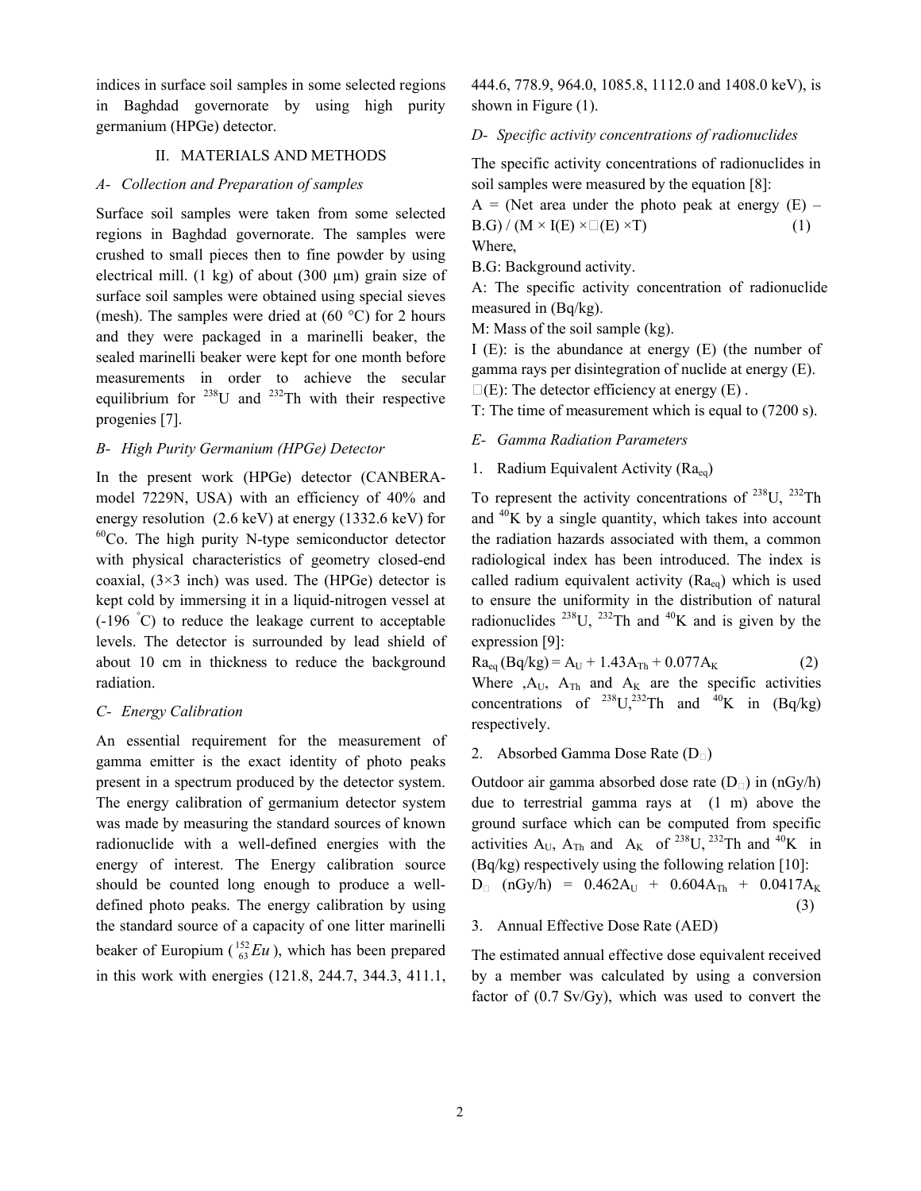indices in surface soil samples in some selected regions in Baghdad governorate by using high purity germanium (HPGe) detector.

## II. MATERIALS AND METHODS

### *A- Collection and Preparation of samples*

Surface soil samples were taken from some selected regions in Baghdad governorate. The samples were crushed to small pieces then to fine powder by using electrical mill. (1 kg) of about (300 μm) grain size of surface soil samples were obtained using special sieves (mesh). The samples were dried at (60 °C) for 2 hours and they were packaged in a marinelli beaker, the sealed marinelli beaker were kept for one month before measurements in order to achieve the secular equilibrium for $^{238}$U and $^{232}$Th with their respective progenies [7].

### *B- High Purity Germanium (HPGe) Detector*

In the present work (HPGe) detector (CANBERA-model 7229N, USA) with an efficiency of 40% and energy resolution (2.6 keV) at energy (1332.6 keV) for $^{60}$Co. The high purity N-type semiconductor detector with physical characteristics of geometry closed-end coaxial, (3×3 inch) was used. The (HPGe) detector is kept cold by immersing it in a liquid-nitrogen vessel at (-196 °C) to reduce the leakage current to acceptable levels. The detector is surrounded by lead shield of about 10 cm in thickness to reduce the background radiation.

### *C- Energy Calibration*

An essential requirement for the measurement of gamma emitter is the exact identity of photo peaks present in a spectrum produced by the detector system. The energy calibration of germanium detector system was made by measuring the standard sources of known radionuclide with a well-defined energies with the energy of interest. The Energy calibration source should be counted long enough to produce a well-defined photo peaks. The energy calibration by using the standard source of a capacity of one litter marinelli beaker of Europium ($^{152}_{63}Eu$), which has been prepared in this work with energies (121.8, 244.7, 344.3, 411.1, 444.6, 778.9, 964.0, 1085.8, 1112.0 and 1408.0 keV), is shown in Figure (1).

### *D- Specific activity concentrations of radionuclides*

The specific activity concentrations of radionuclides in soil samples were measured by the equation [8]:

$$A = (\text{Net area under the photo peak at energy (E)} - \text{B.G}) / (M \times I(E) \times \varepsilon(E) \times T) \quad (1)$$

Where,

B.G: Background activity.

A: The specific activity concentration of radionuclide measured in (Bq/kg).

M: Mass of the soil sample (kg).

I (E): is the abundance at energy (E) (the number of gamma rays per disintegration of nuclide at energy (E).

$\varepsilon$(E): The detector efficiency at energy (E) .

T: The time of measurement which is equal to (7200 s).

### *E- Gamma Radiation Parameters*

1. Radium Equivalent Activity ($Ra_{eq}$)

To represent the activity concentrations of $^{238}$U, $^{232}$Th and $^{40}$K by a single quantity, which takes into account the radiation hazards associated with them, a common radiological index has been introduced. The index is called radium equivalent activity ($Ra_{eq}$) which is used to ensure the uniformity in the distribution of natural radionuclides $^{238}$U, $^{232}$Th and $^{40}$K and is given by the expression [9]:

$$Ra_{eq}\,(\text{Bq/kg}) = A_U + 1.43A_{Th} + 0.077A_K \quad (2)$$

Where ,$A_U$, $A_{Th}$ and $A_K$ are the specific activities concentrations of $^{238}$U,$^{232}$Th and $^{40}$K in (Bq/kg) respectively.

2. Absorbed Gamma Dose Rate ($D_\gamma$)

Outdoor air gamma absorbed dose rate ($D_\gamma$) in (nGy/h) due to terrestrial gamma rays at (1 m) above the ground surface which can be computed from specific activities $A_U$, $A_{Th}$ and $A_K$ of $^{238}$U, $^{232}$Th and $^{40}$K in (Bq/kg) respectively using the following relation [10]:

$$D_\gamma\ (\text{nGy/h}) = 0.462A_U + 0.604A_{Th} + 0.0417A_K \quad (3)$$

3. Annual Effective Dose Rate (AED)

The estimated annual effective dose equivalent received by a member was calculated by using a conversion factor of (0.7 Sv/Gy), which was used to convert the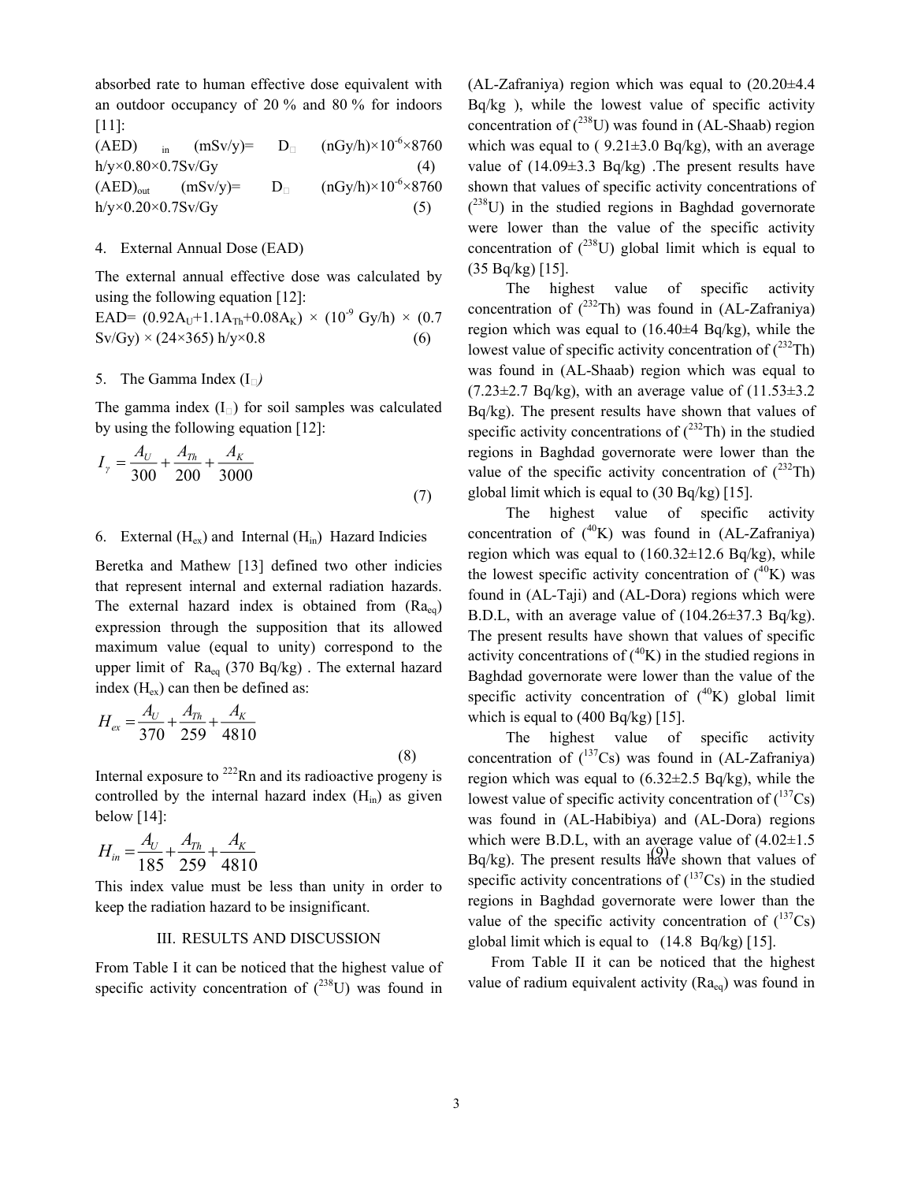absorbed rate to human effective dose equivalent with an outdoor occupancy of 20 % and 80 % for indoors [11]:

$$(AED)_{in}\ (mSv/y) = D_{\gamma}\ (nGy/h) \times 10^{-6} \times 8760\ h/y \times 0.80 \times 0.7 Sv/Gy \quad (4)$$

$$(AED)_{out}\ (mSv/y) = D_{\gamma}\ (nGy/h) \times 10^{-6} \times 8760\ h/y \times 0.20 \times 0.7 Sv/Gy \quad (5)$$

4. External Annual Dose (EAD)

The external annual effective dose was calculated by using the following equation [12]:

$$EAD = (0.92A_U + 1.1A_{Th} + 0.08A_K) \times (10^{-9}\ Gy/h) \times (0.7\ Sv/Gy) \times (24 \times 365)\ h/y \times 0.8 \quad (6)$$

5. The Gamma Index ($I_{\gamma}$)

The gamma index ($I_{\gamma}$) for soil samples was calculated by using the following equation [12]:

$$I_{\gamma} = \frac{A_U}{300} + \frac{A_{Th}}{200} + \frac{A_K}{3000} \quad (7)$$

6. External ($H_{ex}$) and Internal ($H_{in}$) Hazard Indicies

Beretka and Mathew [13] defined two other indicies that represent internal and external radiation hazards. The external hazard index is obtained from ($Ra_{eq}$) expression through the supposition that its allowed maximum value (equal to unity) correspond to the upper limit of $Ra_{eq}$ (370 Bq/kg) . The external hazard index ($H_{ex}$) can then be defined as:

$$H_{ex} = \frac{A_U}{370} + \frac{A_{Th}}{259} + \frac{A_K}{4810} \quad (8)$$

Internal exposure to $^{222}$Rn and its radioactive progeny is controlled by the internal hazard index ($H_{in}$) as given below [14]:

$$H_{in} = \frac{A_U}{185} + \frac{A_{Th}}{259} + \frac{A_K}{4810} \quad (9)$$

This index value must be less than unity in order to keep the radiation hazard to be insignificant.

## III. RESULTS AND DISCUSSION

From Table I it can be noticed that the highest value of specific activity concentration of ($^{238}$U) was found in (AL-Zafraniya) region which was equal to (20.20±4.4 Bq/kg ), while the lowest value of specific activity concentration of ($^{238}$U) was found in (AL-Shaab) region which was equal to ( 9.21±3.0 Bq/kg), with an average value of (14.09±3.3 Bq/kg) .The present results have shown that values of specific activity concentrations of ($^{238}$U) in the studied regions in Baghdad governorate were lower than the value of the specific activity concentration of ($^{238}$U) global limit which is equal to (35 Bq/kg) [15].

The highest value of specific activity concentration of ($^{232}$Th) was found in (AL-Zafraniya) region which was equal to (16.40±4 Bq/kg), while the lowest value of specific activity concentration of ($^{232}$Th) was found in (AL-Shaab) region which was equal to (7.23±2.7 Bq/kg), with an average value of (11.53±3.2 Bq/kg). The present results have shown that values of specific activity concentrations of ($^{232}$Th) in the studied regions in Baghdad governorate were lower than the value of the specific activity concentration of ($^{232}$Th) global limit which is equal to (30 Bq/kg) [15].

The highest value of specific activity concentration of ($^{40}$K) was found in (AL-Zafraniya) region which was equal to (160.32±12.6 Bq/kg), while the lowest specific activity concentration of ($^{40}$K) was found in (AL-Taji) and (AL-Dora) regions which were B.D.L, with an average value of (104.26±37.3 Bq/kg). The present results have shown that values of specific activity concentrations of ($^{40}$K) in the studied regions in Baghdad governorate were lower than the value of the specific activity concentration of ($^{40}$K) global limit which is equal to (400 Bq/kg) [15].

The highest value of specific activity concentration of ($^{137}$Cs) was found in (AL-Zafraniya) region which was equal to (6.32±2.5 Bq/kg), while the lowest value of specific activity concentration of ($^{137}$Cs) was found in (AL-Habibiya) and (AL-Dora) regions which were B.D.L, with an average value of (4.02±1.5 Bq/kg). The present results have shown that values of specific activity concentrations of ($^{137}$Cs) in the studied regions in Baghdad governorate were lower than the value of the specific activity concentration of ($^{137}$Cs) global limit which is equal to (14.8 Bq/kg) [15].

From Table II it can be noticed that the highest value of radium equivalent activity ($Ra_{eq}$) was found in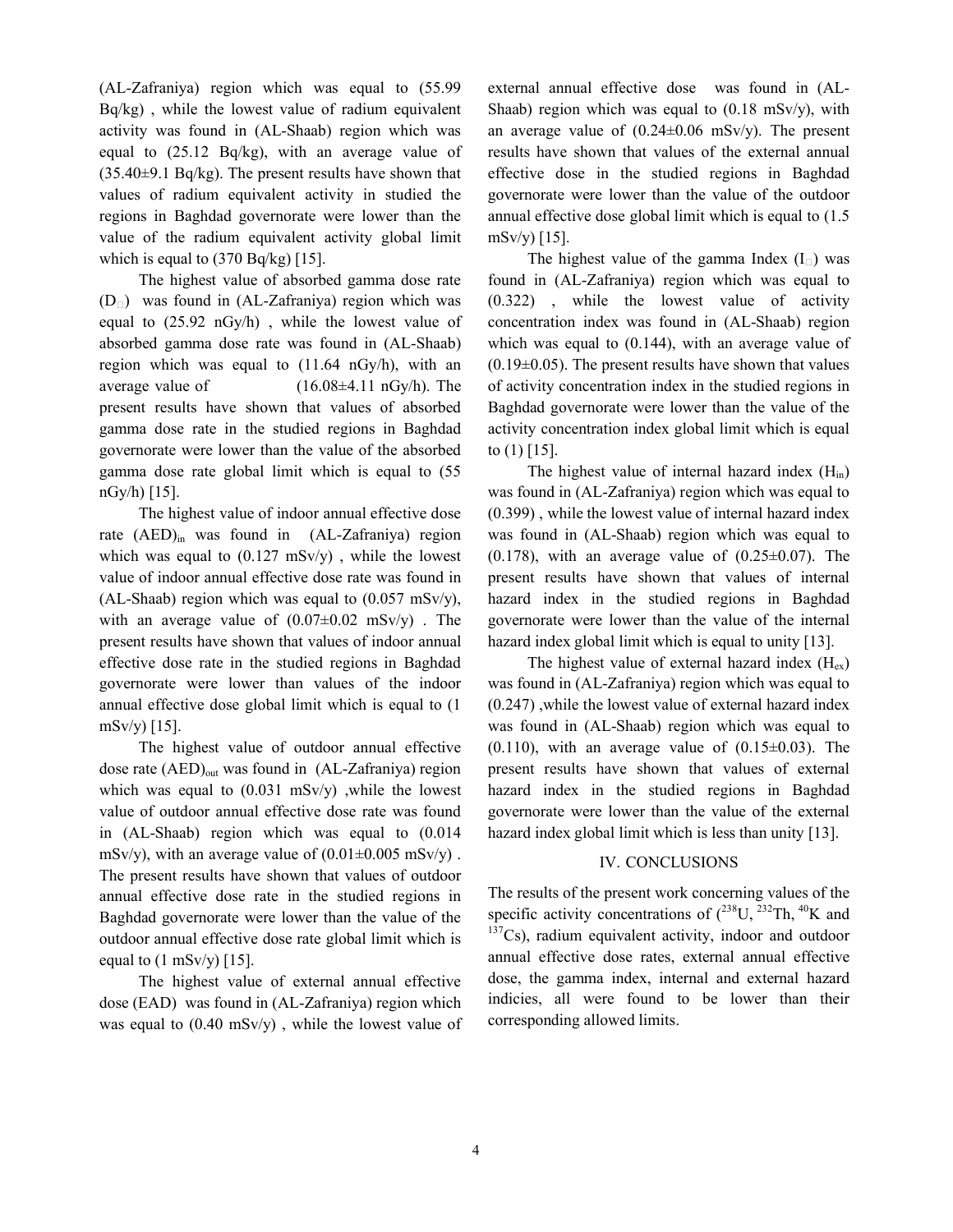(AL-Zafraniya) region which was equal to (55.99 Bq/kg) , while the lowest value of radium equivalent activity was found in (AL-Shaab) region which was equal to (25.12 Bq/kg), with an average value of (35.40±9.1 Bq/kg). The present results have shown that values of radium equivalent activity in studied the regions in Baghdad governorate were lower than the value of the radium equivalent activity global limit which is equal to (370 Bq/kg) [15].

The highest value of absorbed gamma dose rate ($D_{\gamma}$) was found in (AL-Zafraniya) region which was equal to (25.92 nGy/h) , while the lowest value of absorbed gamma dose rate was found in (AL-Shaab) region which was equal to (11.64 nGy/h), with an average value of (16.08±4.11 nGy/h). The present results have shown that values of absorbed gamma dose rate in the studied regions in Baghdad governorate were lower than the value of the absorbed gamma dose rate global limit which is equal to (55 nGy/h) [15].

The highest value of indoor annual effective dose rate $(AED)_{in}$ was found in (AL-Zafraniya) region which was equal to (0.127 mSv/y) , while the lowest value of indoor annual effective dose rate was found in (AL-Shaab) region which was equal to (0.057 mSv/y), with an average value of (0.07±0.02 mSv/y) . The present results have shown that values of indoor annual effective dose rate in the studied regions in Baghdad governorate were lower than values of the indoor annual effective dose global limit which is equal to (1 mSv/y) [15].

The highest value of outdoor annual effective dose rate $(AED)_{out}$ was found in (AL-Zafraniya) region which was equal to (0.031 mSv/y) ,while the lowest value of outdoor annual effective dose rate was found in (AL-Shaab) region which was equal to (0.014 mSv/y), with an average value of (0.01±0.005 mSv/y) . The present results have shown that values of outdoor annual effective dose rate in the studied regions in Baghdad governorate were lower than the value of the outdoor annual effective dose rate global limit which is equal to (1 mSv/y) [15].

The highest value of external annual effective dose (EAD) was found in (AL-Zafraniya) region which was equal to (0.40 mSv/y) , while the lowest value of external annual effective dose was found in (AL-Shaab) region which was equal to (0.18 mSv/y), with an average value of (0.24±0.06 mSv/y). The present results have shown that values of the external annual effective dose in the studied regions in Baghdad governorate were lower than the value of the outdoor annual effective dose global limit which is equal to (1.5 mSv/y) [15].

The highest value of the gamma Index ($I_{\gamma}$) was found in (AL-Zafraniya) region which was equal to (0.322) , while the lowest value of activity concentration index was found in (AL-Shaab) region which was equal to (0.144), with an average value of (0.19±0.05). The present results have shown that values of activity concentration index in the studied regions in Baghdad governorate were lower than the value of the activity concentration index global limit which is equal to (1) [15].

The highest value of internal hazard index ($H_{in}$) was found in (AL-Zafraniya) region which was equal to (0.399) , while the lowest value of internal hazard index was found in (AL-Shaab) region which was equal to (0.178), with an average value of (0.25±0.07). The present results have shown that values of internal hazard index in the studied regions in Baghdad governorate were lower than the value of the internal hazard index global limit which is equal to unity [13].

The highest value of external hazard index ($H_{ex}$) was found in (AL-Zafraniya) region which was equal to (0.247) ,while the lowest value of external hazard index was found in (AL-Shaab) region which was equal to (0.110), with an average value of (0.15±0.03). The present results have shown that values of external hazard index in the studied regions in Baghdad governorate were lower than the value of the external hazard index global limit which is less than unity [13].

## IV. CONCLUSIONS

The results of the present work concerning values of the specific activity concentrations of ($^{238}U$, $^{232}Th$, $^{40}K$ and $^{137}Cs$), radium equivalent activity, indoor and outdoor annual effective dose rates, external annual effective dose, the gamma index, internal and external hazard indicies, all were found to be lower than their corresponding allowed limits.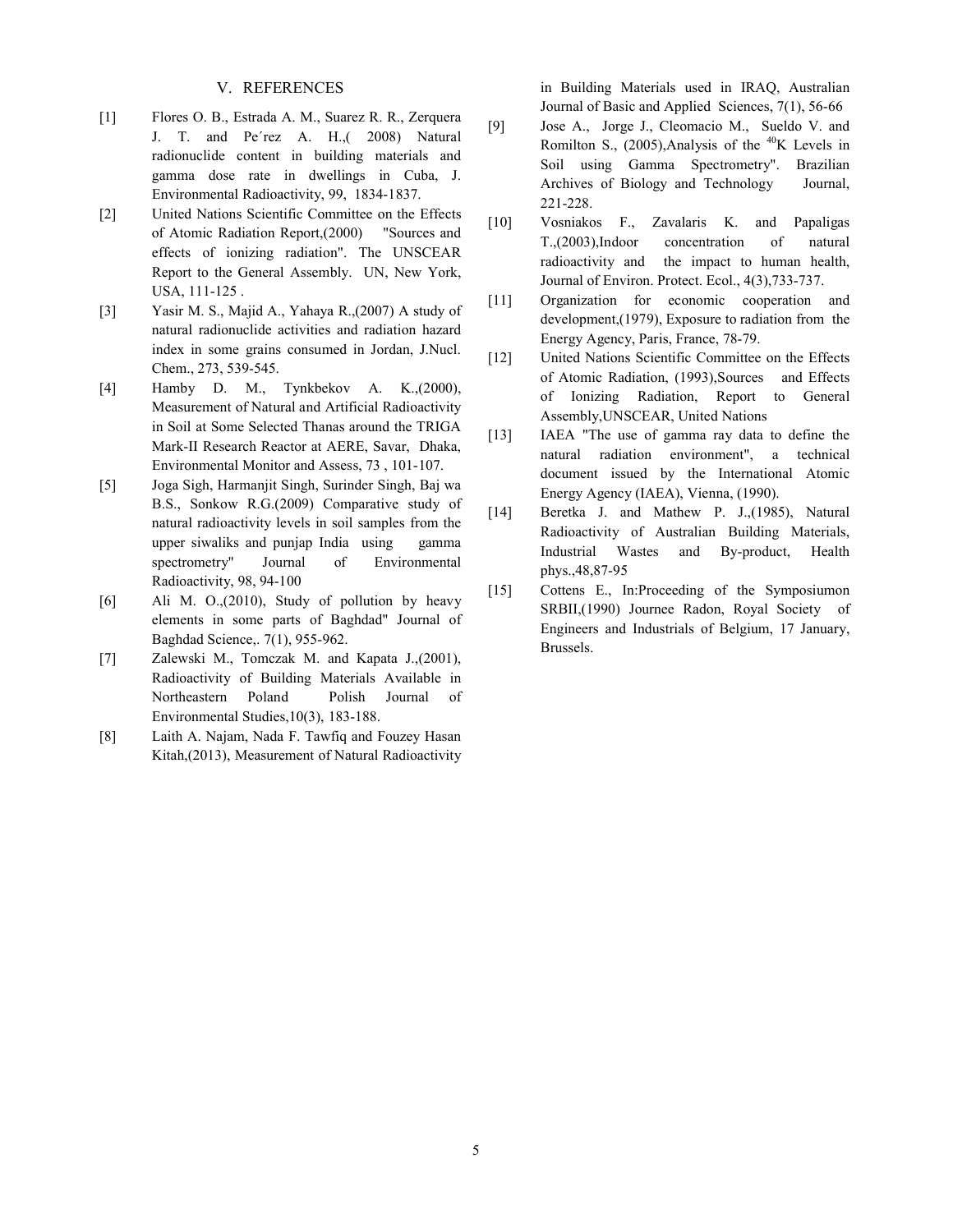## V. REFERENCES

[1] Flores O. B., Estrada A. M., Suarez R. R., Zerquera J. T. and Pe´rez A. H.,( 2008) Natural radionuclide content in building materials and gamma dose rate in dwellings in Cuba, J. Environmental Radioactivity, 99, 1834-1837.

[2] United Nations Scientific Committee on the Effects of Atomic Radiation Report,(2000) "Sources and effects of ionizing radiation". The UNSCEAR Report to the General Assembly. UN, New York, USA, 111-125 .

[3] Yasir M. S., Majid A., Yahaya R.,(2007) A study of natural radionuclide activities and radiation hazard index in some grains consumed in Jordan, J.Nucl. Chem., 273, 539-545.

[4] Hamby D. M., Tynkbekov A. K.,(2000), Measurement of Natural and Artificial Radioactivity in Soil at Some Selected Thanas around the TRIGA Mark-II Research Reactor at AERE, Savar, Dhaka, Environmental Monitor and Assess, 73 , 101-107.

[5] Joga Sigh, Harmanjit Singh, Surinder Singh, Baj wa B.S., Sonkow R.G.(2009) Comparative study of natural radioactivity levels in soil samples from the upper siwaliks and punjap India using gamma spectrometry" Journal of Environmental Radioactivity, 98, 94-100

[6] Ali M. O.,(2010), Study of pollution by heavy elements in some parts of Baghdad" Journal of Baghdad Science,. 7(1), 955-962.

[7] Zalewski M., Tomczak M. and Kapata J.,(2001), Radioactivity of Building Materials Available in Northeastern Poland Polish Journal of Environmental Studies,10(3), 183-188.

[8] Laith A. Najam, Nada F. Tawfiq and Fouzey Hasan Kitah,(2013), Measurement of Natural Radioactivity in Building Materials used in IRAQ, Australian Journal of Basic and Applied Sciences, 7(1), 56-66

[9] Jose A., Jorge J., Cleomacio M., Sueldo V. and Romilton S., (2005),Analysis of the $^{40}$K Levels in Soil using Gamma Spectrometry". Brazilian Archives of Biology and Technology Journal, 221-228.

[10] Vosniakos F., Zavalaris K. and Papaligas T.,(2003),Indoor concentration of natural radioactivity and the impact to human health, Journal of Environ. Protect. Ecol., 4(3),733-737.

[11] Organization for economic cooperation and development,(1979), Exposure to radiation from the Energy Agency, Paris, France, 78-79.

[12] United Nations Scientific Committee on the Effects of Atomic Radiation, (1993),Sources and Effects of Ionizing Radiation, Report to General Assembly,UNSCEAR, United Nations

[13] IAEA "The use of gamma ray data to define the natural radiation environment", a technical document issued by the International Atomic Energy Agency (IAEA), Vienna, (1990).

[14] Beretka J. and Mathew P. J.,(1985), Natural Radioactivity of Australian Building Materials, Industrial Wastes and By-product, Health phys.,48,87-95

[15] Cottens E., In:Proceeding of the Symposiumon SRBII,(1990) Journee Radon, Royal Society of Engineers and Industrials of Belgium, 17 January, Brussels.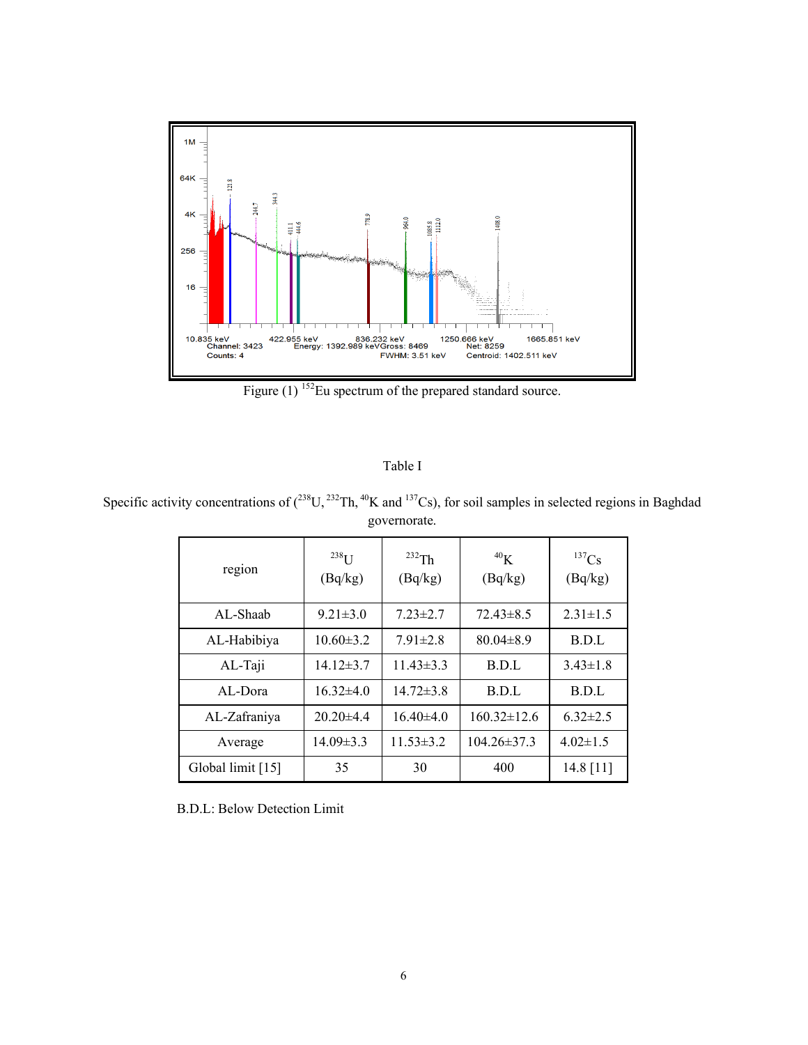Figure (1) $^{152}$Eu spectrum of the prepared standard source.

Table I

Specific activity concentrations of ($^{238}$U, $^{232}$Th, $^{40}$K and $^{137}$Cs), for soil samples in selected regions in Baghdad governorate.

| region | $^{238}$U (Bq/kg) | $^{232}$Th (Bq/kg) | $^{40}$K (Bq/kg) | $^{137}$Cs (Bq/kg) |
|---|---|---|---|---|
| AL-Shaab | 9.21±3.0 | 7.23±2.7 | 72.43±8.5 | 2.31±1.5 |
| AL-Habibiya | 10.60±3.2 | 7.91±2.8 | 80.04±8.9 | B.D.L |
| AL-Taji | 14.12±3.7 | 11.43±3.3 | B.D.L | 3.43±1.8 |
| AL-Dora | 16.32±4.0 | 14.72±3.8 | B.D.L | B.D.L |
| AL-Zafraniya | 20.20±4.4 | 16.40±4.0 | 160.32±12.6 | 6.32±2.5 |
| Average | 14.09±3.3 | 11.53±3.2 | 104.26±37.3 | 4.02±1.5 |
| Global limit [15] | 35 | 30 | 400 | 14.8 [11] |

B.D.L: Below Detection Limit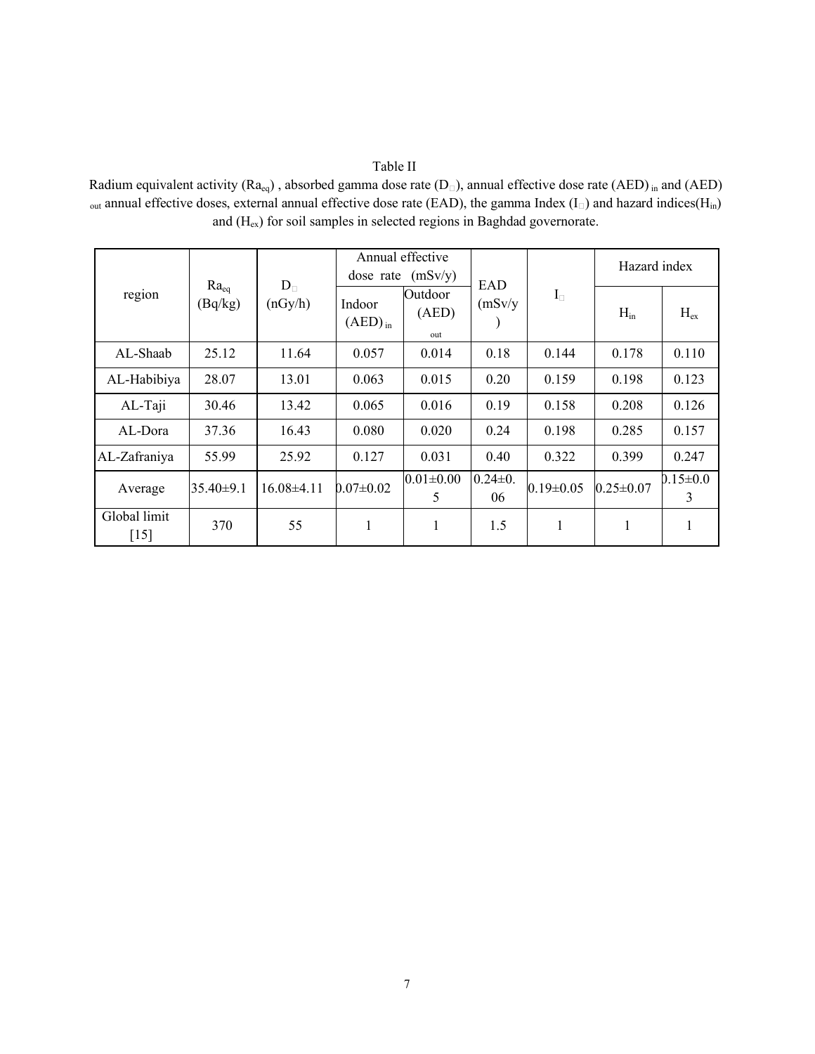Table II

Radium equivalent activity ($Ra_{eq}$) , absorbed gamma dose rate ($D_{\gamma}$), annual effective dose rate $(AED)_{in}$ and $(AED)_{out}$ annual effective doses, external annual effective dose rate (EAD), the gamma Index ($I_{\gamma}$) and hazard indices($H_{in}$) and ($H_{ex}$) for soil samples in selected regions in Baghdad governorate.

| region | $Ra_{eq}$ (Bq/kg) | $D_{\gamma}$ (nGy/h) | Annual effective dose rate (mSv/y) | | EAD (mSv/y) | $I_{\gamma}$ | Hazard index | |
|---|---|---|---|---|---|---|---|---|
| | | | Indoor $(AED)_{in}$ | Outdoor $(AED)_{out}$ | | | $H_{in}$ | $H_{ex}$ |
| AL-Shaab | 25.12 | 11.64 | 0.057 | 0.014 | 0.18 | 0.144 | 0.178 | 0.110 |
| AL-Habibiya | 28.07 | 13.01 | 0.063 | 0.015 | 0.20 | 0.159 | 0.198 | 0.123 |
| AL-Taji | 30.46 | 13.42 | 0.065 | 0.016 | 0.19 | 0.158 | 0.208 | 0.126 |
| AL-Dora | 37.36 | 16.43 | 0.080 | 0.020 | 0.24 | 0.198 | 0.285 | 0.157 |
| AL-Zafraniya | 55.99 | 25.92 | 0.127 | 0.031 | 0.40 | 0.322 | 0.399 | 0.247 |
| Average | 35.40±9.1 | 16.08±4.11 | 0.07±0.02 | 0.01±0.005 | 0.24±0.06 | 0.19±0.05 | 0.25±0.07 | 0.15±0.03 |
| Global limit [15] | 370 | 55 | 1 | 1 | 1.5 | 1 | 1 | 1 |